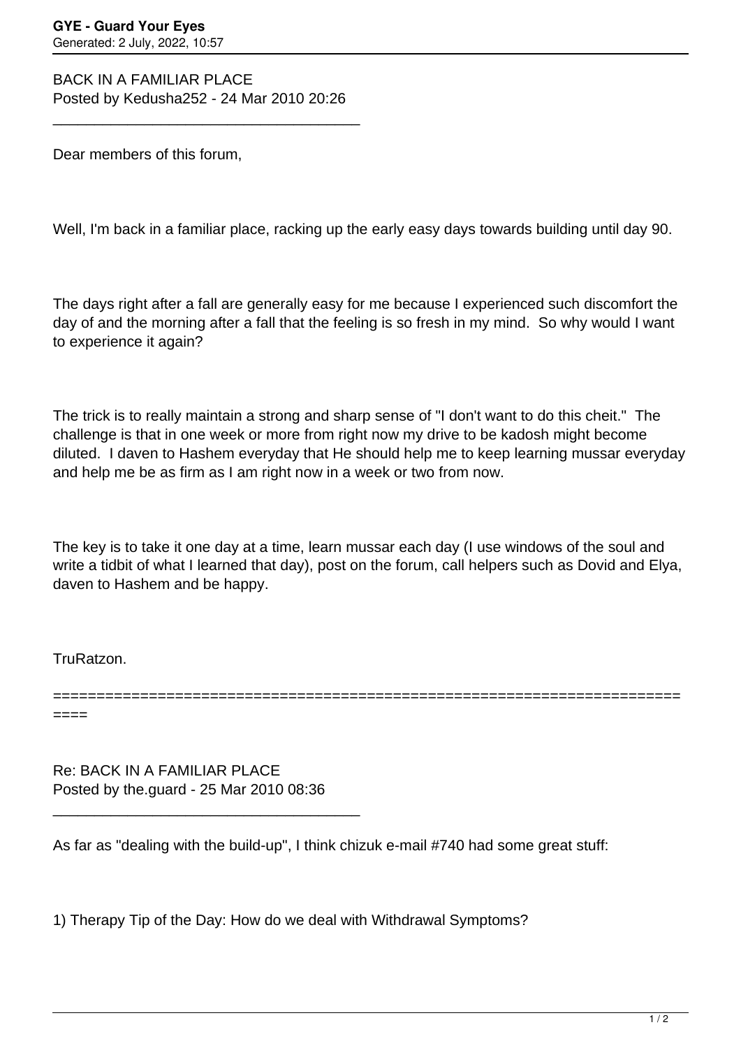BACK IN A FAMILIAR PLACE
Posted by Kedusha252 - 24 Mar 2010 20:26

_____________________________________

Dear members of this forum,

Well, I'm back in a familiar place, racking up the early easy days towards building until day 90.

The days right after a fall are generally easy for me because I experienced such discomfort the day of and the morning after a fall that the feeling is so fresh in my mind.  So why would I want to experience it again?

The trick is to really maintain a strong and sharp sense of "I don't want to do this cheit."  The challenge is that in one week or more from right now my drive to be kadosh might become diluted.  I daven to Hashem everyday that He should help me to keep learning mussar everyday and help me be as firm as I am right now in a week or two from now.

The key is to take it one day at a time, learn mussar each day (I use windows of the soul and write a tidbit of what I learned that day), post on the forum, call helpers such as Dovid and Elya, daven to Hashem and be happy.

TruRatzon.

==========================================================================

Re: BACK IN A FAMILIAR PLACE
Posted by the.guard - 25 Mar 2010 08:36

_____________________________________

As far as "dealing with the build-up", I think chizuk e-mail #740 had some great stuff:

1) Therapy Tip of the Day: How do we deal with Withdrawal Symptoms?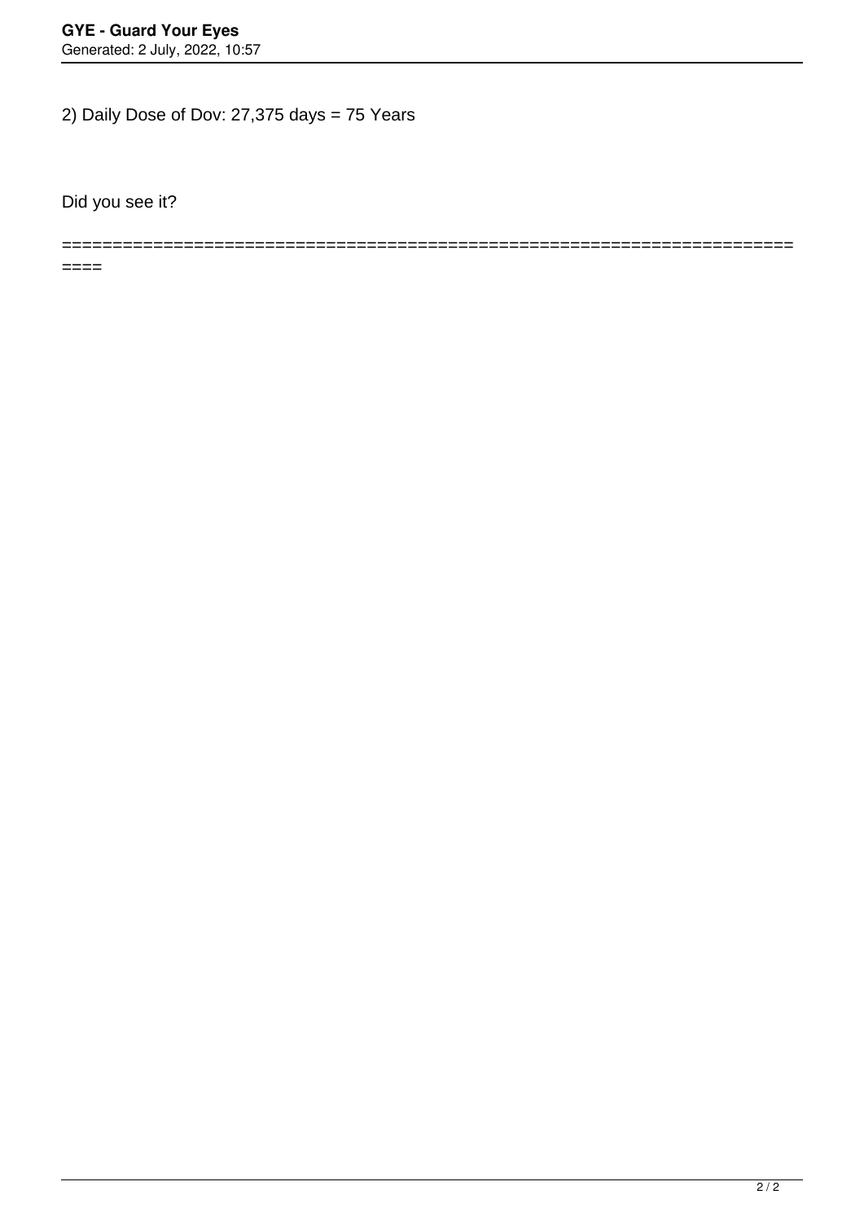2) Daily Dose of Dov: 27,375 days = 75 Years

Did you see it?

==========================================================================